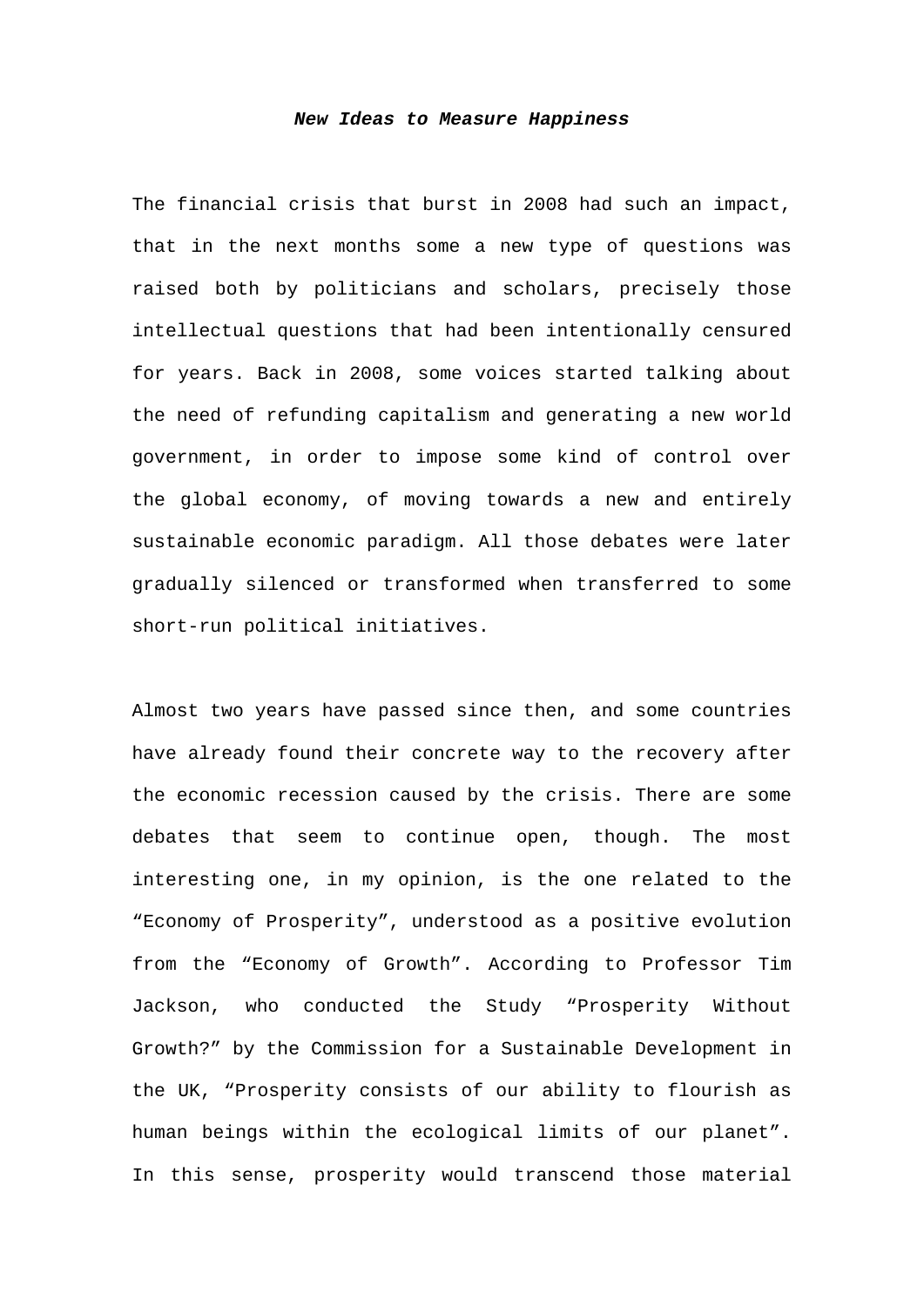# ***New Ideas to Measure Happiness***

The financial crisis that burst in 2008 had such an impact, that in the next months some a new type of questions was raised both by politicians and scholars, precisely those intellectual questions that had been intentionally censured for years. Back in 2008, some voices started talking about the need of refunding capitalism and generating a new world government, in order to impose some kind of control over the global economy, of moving towards a new and entirely sustainable economic paradigm. All those debates were later gradually silenced or transformed when transferred to some short-run political initiatives.

Almost two years have passed since then, and some countries have already found their concrete way to the recovery after the economic recession caused by the crisis. There are some debates that seem to continue open, though. The most interesting one, in my opinion, is the one related to the "Economy of Prosperity", understood as a positive evolution from the "Economy of Growth". According to Professor Tim Jackson, who conducted the Study "Prosperity Without Growth?" by the Commission for a Sustainable Development in the UK, "Prosperity consists of our ability to flourish as human beings within the ecological limits of our planet". In this sense, prosperity would transcend those material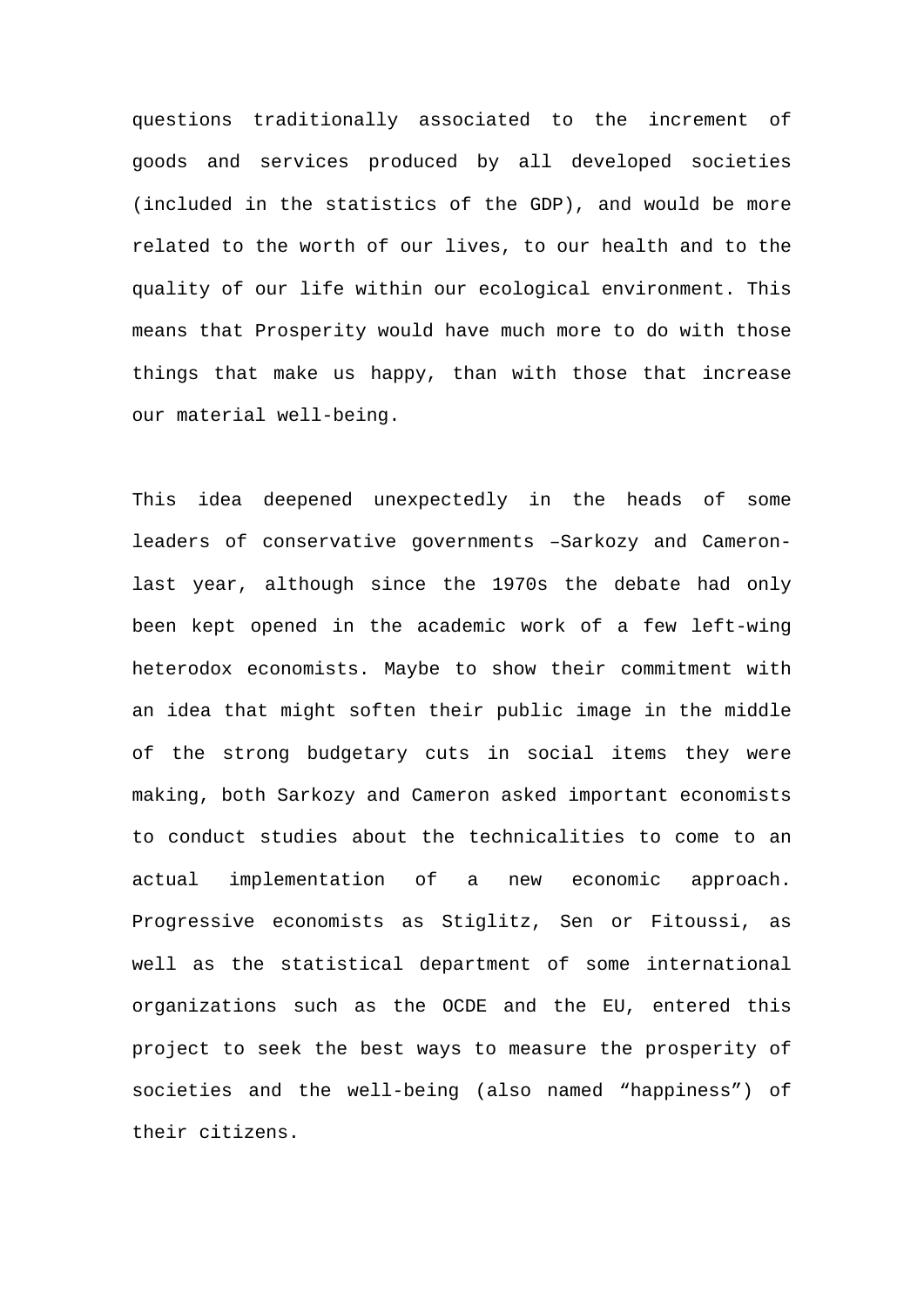questions traditionally associated to the increment of goods and services produced by all developed societies (included in the statistics of the GDP), and would be more related to the worth of our lives, to our health and to the quality of our life within our ecological environment. This means that Prosperity would have much more to do with those things that make us happy, than with those that increase our material well-being.

This idea deepened unexpectedly in the heads of some leaders of conservative governments –Sarkozy and Cameron- last year, although since the 1970s the debate had only been kept opened in the academic work of a few left-wing heterodox economists. Maybe to show their commitment with an idea that might soften their public image in the middle of the strong budgetary cuts in social items they were making, both Sarkozy and Cameron asked important economists to conduct studies about the technicalities to come to an actual implementation of a new economic approach. Progressive economists as Stiglitz, Sen or Fitoussi, as well as the statistical department of some international organizations such as the OCDE and the EU, entered this project to seek the best ways to measure the prosperity of societies and the well-being (also named “happiness”) of their citizens.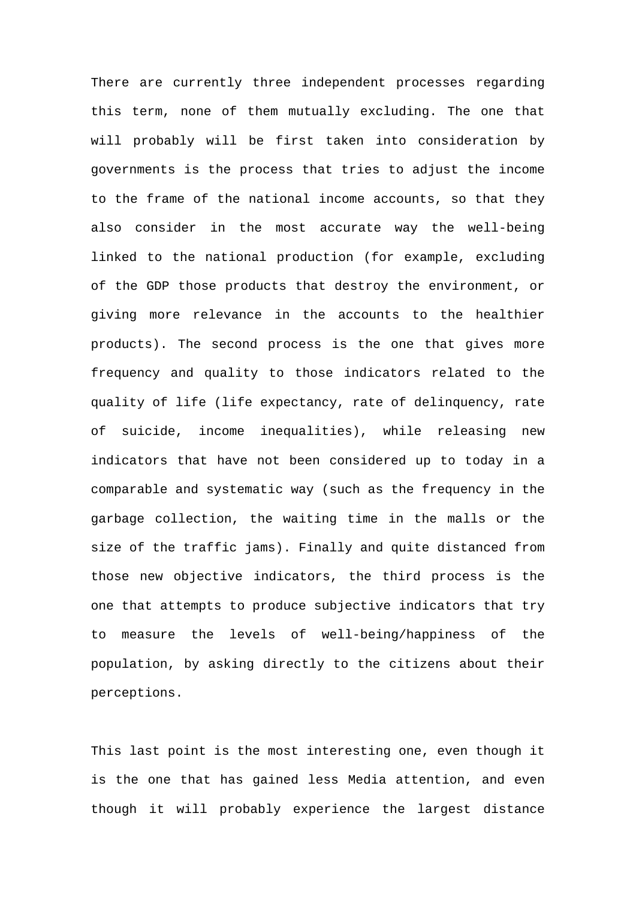There are currently three independent processes regarding this term, none of them mutually excluding. The one that will probably will be first taken into consideration by governments is the process that tries to adjust the income to the frame of the national income accounts, so that they also consider in the most accurate way the well-being linked to the national production (for example, excluding of the GDP those products that destroy the environment, or giving more relevance in the accounts to the healthier products). The second process is the one that gives more frequency and quality to those indicators related to the quality of life (life expectancy, rate of delinquency, rate of suicide, income inequalities), while releasing new indicators that have not been considered up to today in a comparable and systematic way (such as the frequency in the garbage collection, the waiting time in the malls or the size of the traffic jams). Finally and quite distanced from those new objective indicators, the third process is the one that attempts to produce subjective indicators that try to measure the levels of well-being/happiness of the population, by asking directly to the citizens about their perceptions.

This last point is the most interesting one, even though it is the one that has gained less Media attention, and even though it will probably experience the largest distance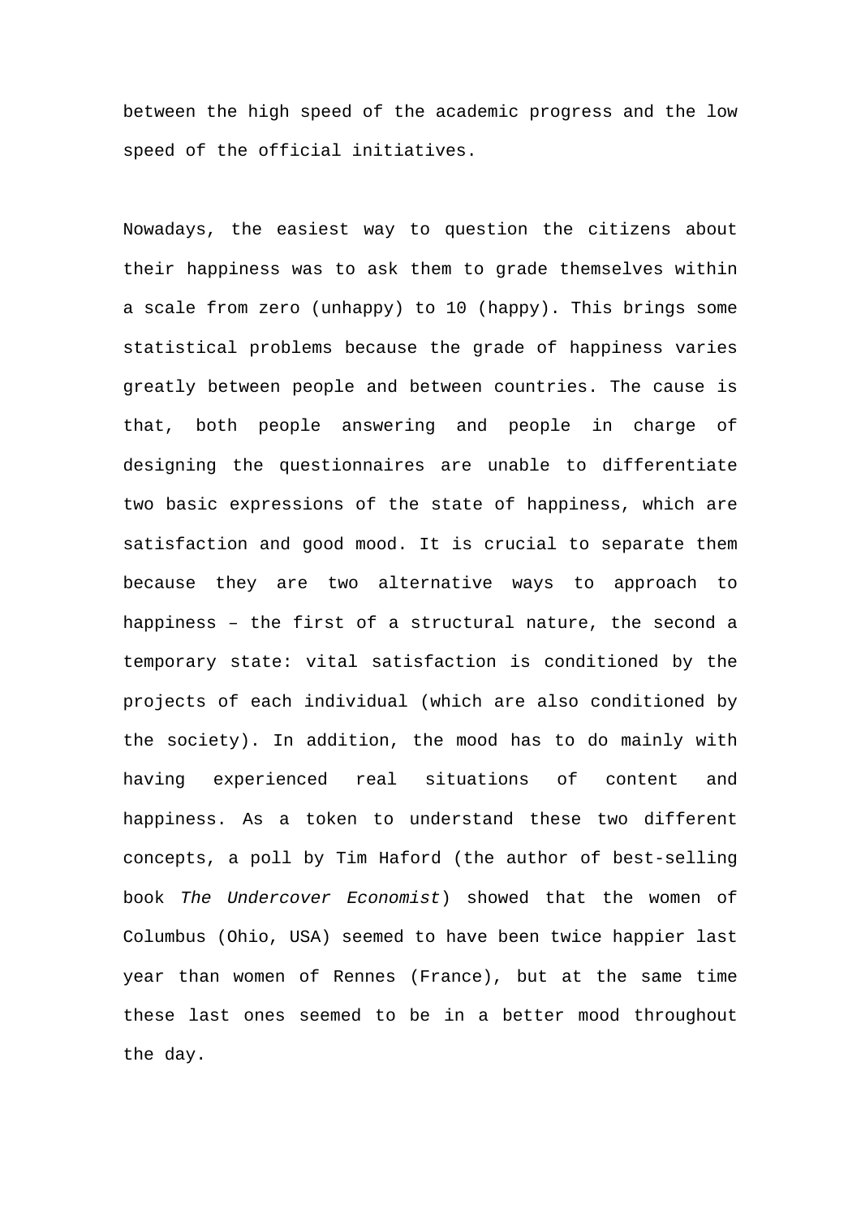between the high speed of the academic progress and the low speed of the official initiatives.

Nowadays, the easiest way to question the citizens about their happiness was to ask them to grade themselves within a scale from zero (unhappy) to 10 (happy). This brings some statistical problems because the grade of happiness varies greatly between people and between countries. The cause is that, both people answering and people in charge of designing the questionnaires are unable to differentiate two basic expressions of the state of happiness, which are satisfaction and good mood. It is crucial to separate them because they are two alternative ways to approach to happiness – the first of a structural nature, the second a temporary state: vital satisfaction is conditioned by the projects of each individual (which are also conditioned by the society). In addition, the mood has to do mainly with having experienced real situations of content and happiness. As a token to understand these two different concepts, a poll by Tim Haford (the author of best-selling book *The Undercover Economist*) showed that the women of Columbus (Ohio, USA) seemed to have been twice happier last year than women of Rennes (France), but at the same time these last ones seemed to be in a better mood throughout the day.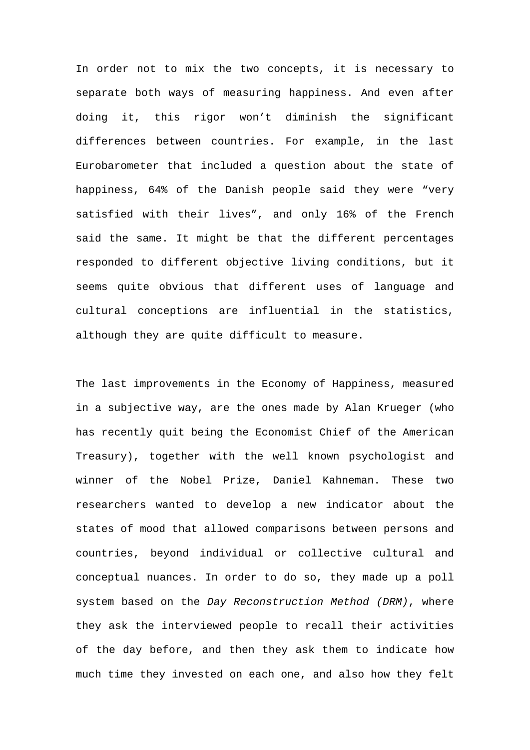In order not to mix the two concepts, it is necessary to separate both ways of measuring happiness. And even after doing it, this rigor won't diminish the significant differences between countries. For example, in the last Eurobarometer that included a question about the state of happiness, 64% of the Danish people said they were "very satisfied with their lives", and only 16% of the French said the same. It might be that the different percentages responded to different objective living conditions, but it seems quite obvious that different uses of language and cultural conceptions are influential in the statistics, although they are quite difficult to measure.

The last improvements in the Economy of Happiness, measured in a subjective way, are the ones made by Alan Krueger (who has recently quit being the Economist Chief of the American Treasury), together with the well known psychologist and winner of the Nobel Prize, Daniel Kahneman. These two researchers wanted to develop a new indicator about the states of mood that allowed comparisons between persons and countries, beyond individual or collective cultural and conceptual nuances. In order to do so, they made up a poll system based on the *Day Reconstruction Method (DRM)*, where they ask the interviewed people to recall their activities of the day before, and then they ask them to indicate how much time they invested on each one, and also how they felt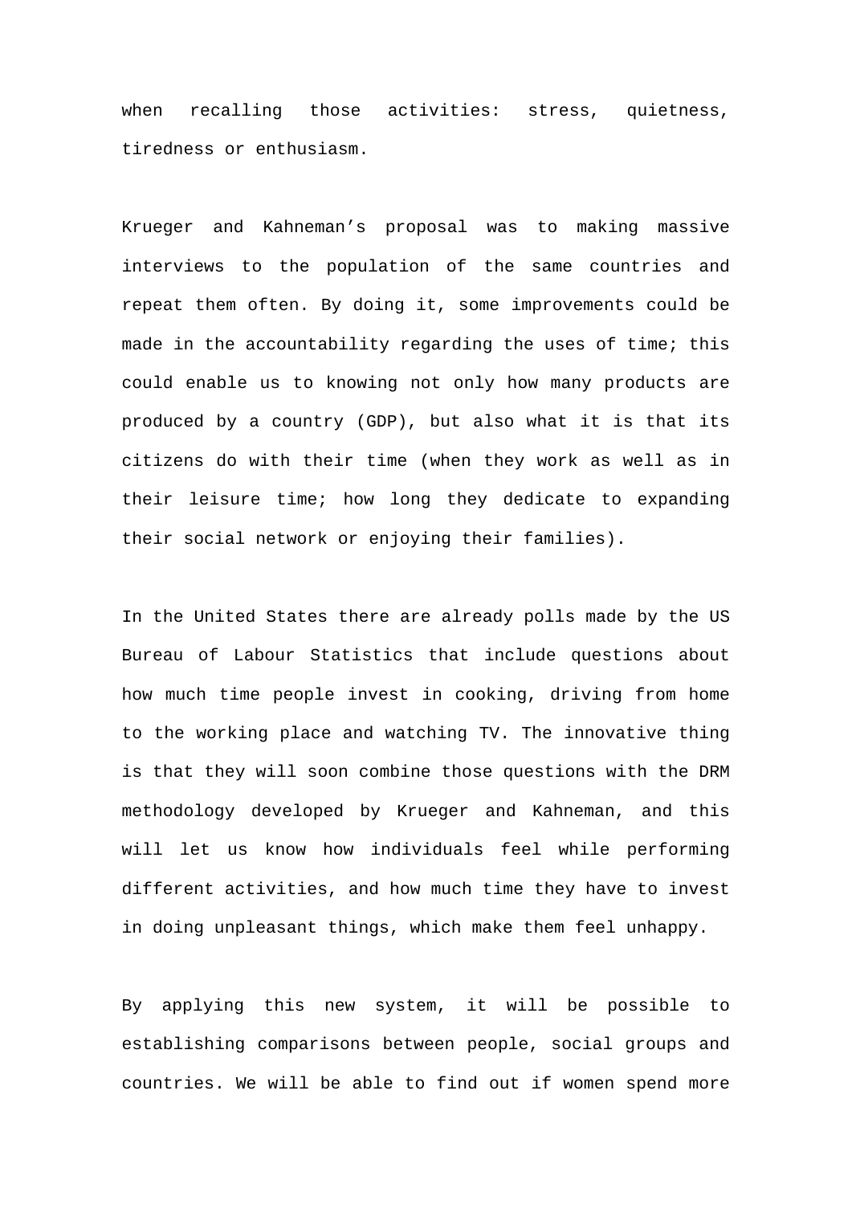when recalling those activities: stress, quietness, tiredness or enthusiasm.

Krueger and Kahneman's proposal was to making massive interviews to the population of the same countries and repeat them often. By doing it, some improvements could be made in the accountability regarding the uses of time; this could enable us to knowing not only how many products are produced by a country (GDP), but also what it is that its citizens do with their time (when they work as well as in their leisure time; how long they dedicate to expanding their social network or enjoying their families).

In the United States there are already polls made by the US Bureau of Labour Statistics that include questions about how much time people invest in cooking, driving from home to the working place and watching TV. The innovative thing is that they will soon combine those questions with the DRM methodology developed by Krueger and Kahneman, and this will let us know how individuals feel while performing different activities, and how much time they have to invest in doing unpleasant things, which make them feel unhappy.

By applying this new system, it will be possible to establishing comparisons between people, social groups and countries. We will be able to find out if women spend more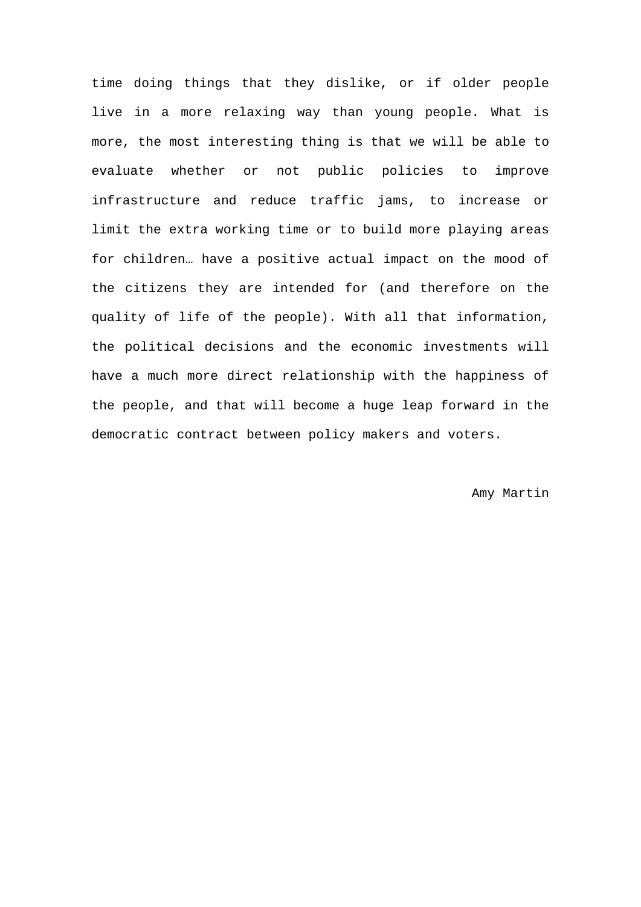time doing things that they dislike, or if older people live in a more relaxing way than young people. What is more, the most interesting thing is that we will be able to evaluate whether or not public policies to improve infrastructure and reduce traffic jams, to increase or limit the extra working time or to build more playing areas for children… have a positive actual impact on the mood of the citizens they are intended for (and therefore on the quality of life of the people). With all that information, the political decisions and the economic investments will have a much more direct relationship with the happiness of the people, and that will become a huge leap forward in the democratic contract between policy makers and voters.

Amy Martin